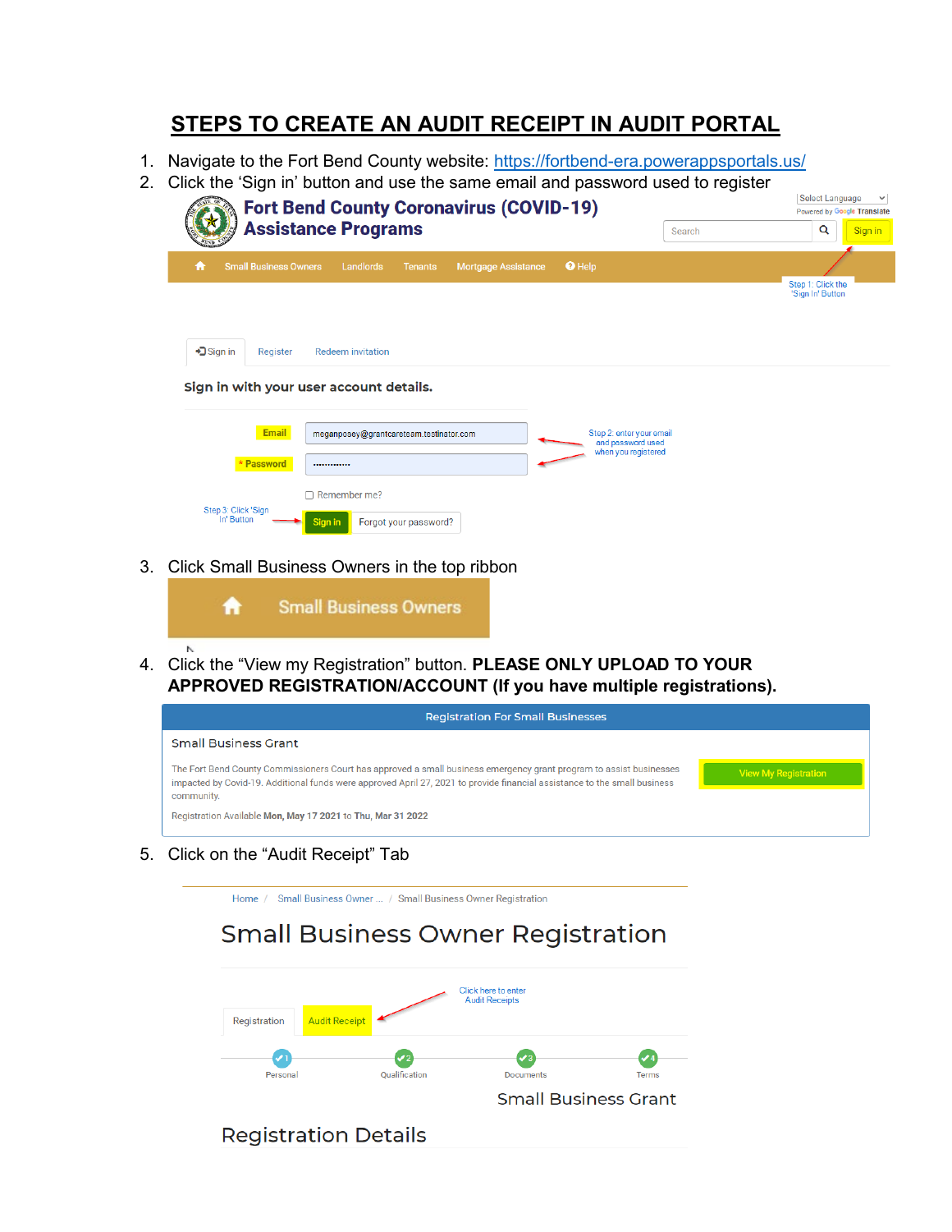# STEPS TO CREATE AN AUDIT RECEIPT IN AUDIT PORTAL

1. Navigate to the Fort Bend County website: [https://fortbend-era.powerappsportals.us/](https://fortbend-era.powerappsportals.us/)
2. Click the 'Sign in' button and use the same email and password used to register

3. Click Small Business Owners in the top ribbon

4. Click the "View my Registration" button. **PLEASE ONLY UPLOAD TO YOUR APPROVED REGISTRATION/ACCOUNT (If you have multiple registrations).**

5. Click on the "Audit Receipt" Tab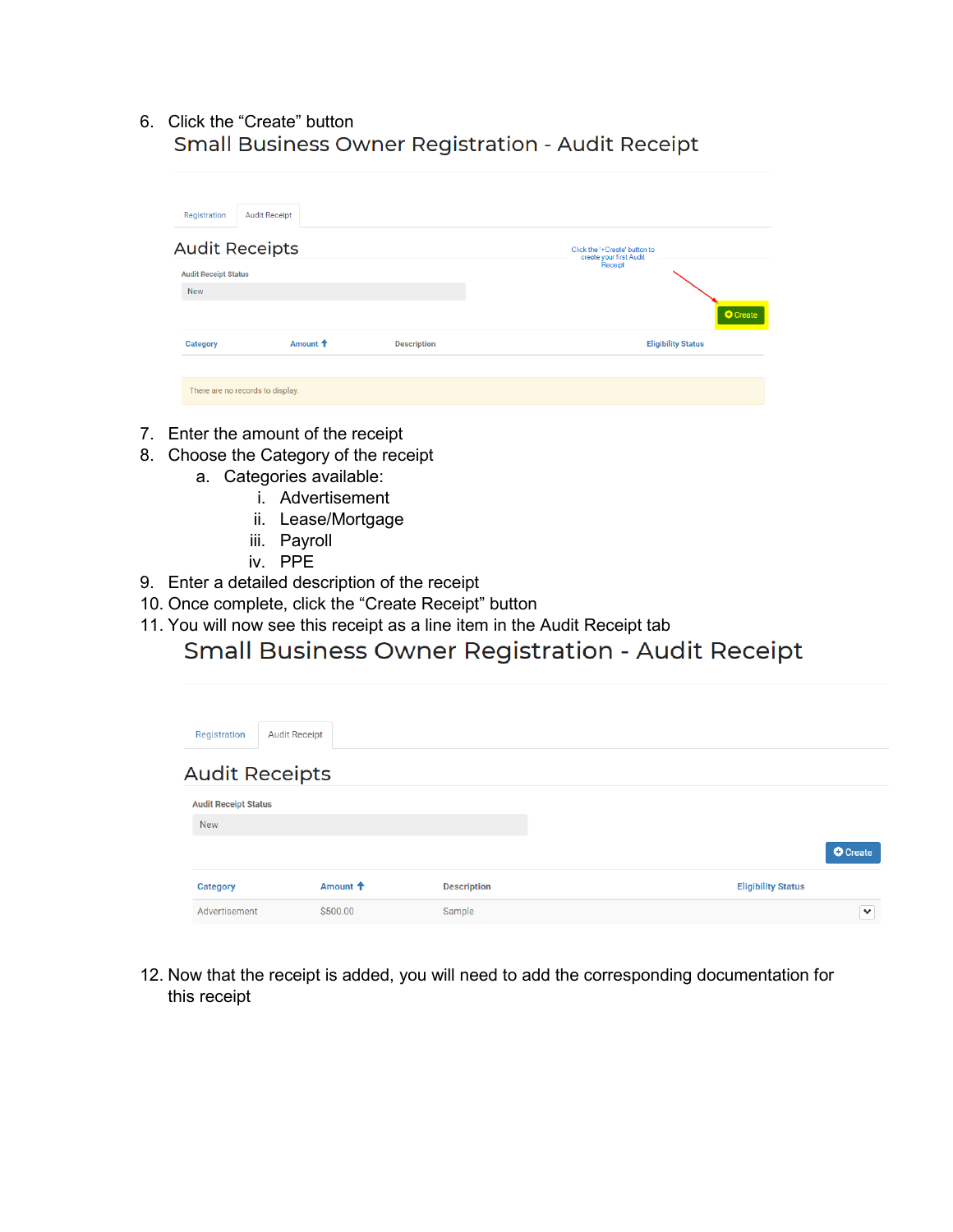6. Click the "Create" button

Small Business Owner Registration - Audit Receipt

Registration | Audit Receipt

Audit Receipts

Audit Receipt Status

New

Click the '+Create' button to create your first Audit Receipt

Create

| Category | Amount | Description | Eligibility Status |
|---|---|---|---|

There are no records to display.

7. Enter the amount of the receipt
8. Choose the Category of the receipt
   a. Categories available:
      i. Advertisement
      ii. Lease/Mortgage
      iii. Payroll
      iv. PPE
9. Enter a detailed description of the receipt
10. Once complete, click the "Create Receipt" button
11. You will now see this receipt as a line item in the Audit Receipt tab

Small Business Owner Registration - Audit Receipt

Registration | Audit Receipt

Audit Receipts

Audit Receipt Status

New

Create

| Category | Amount | Description | Eligibility Status |
|---|---|---|---|
| Advertisement | $500.00 | Sample | |

12. Now that the receipt is added, you will need to add the corresponding documentation for this receipt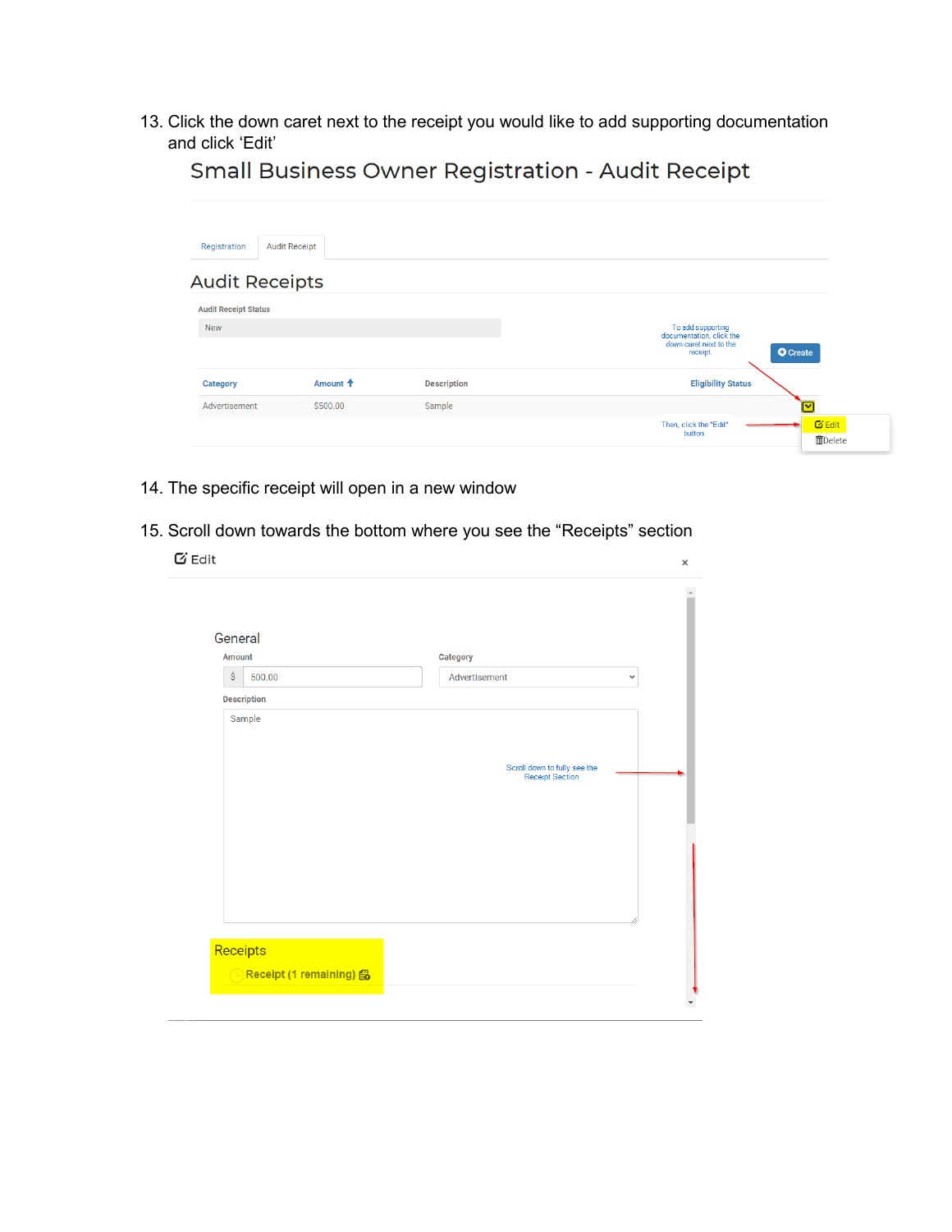13. Click the down caret next to the receipt you would like to add supporting documentation and click 'Edit'

## Small Business Owner Registration - Audit Receipt

Registration | Audit Receipt

### Audit Receipts

**Audit Receipt Status**

New

To add supporting documentation, click the down caret next to the receipt

Create

| Category | Amount | Description | Eligibility Status |
| --- | --- | --- | --- |
| Advertisement | $500.00 | Sample | |

Then, click the "Edit" button

Edit

Delete

14. The specific receipt will open in a new window

15. Scroll down towards the bottom where you see the "Receipts" section

Edit

General

**Amount**

$ 500.00

**Category**

Advertisement

**Description**

Sample

Scroll down to fully see the Receipt Section

Receipts

**Receipt (1 remaining)**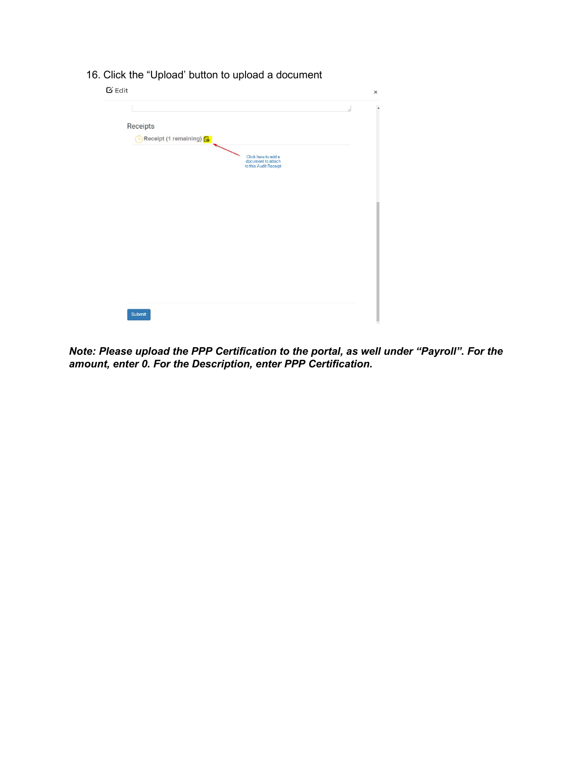16. Click the "Upload' button to upload a document

Edit

Receipts

Receipt (1 remaining)

Click here to add a document to attach to this Audit Receipt

Submit

***Note: Please upload the PPP Certification to the portal, as well under "Payroll". For the amount, enter 0. For the Description, enter PPP Certification.***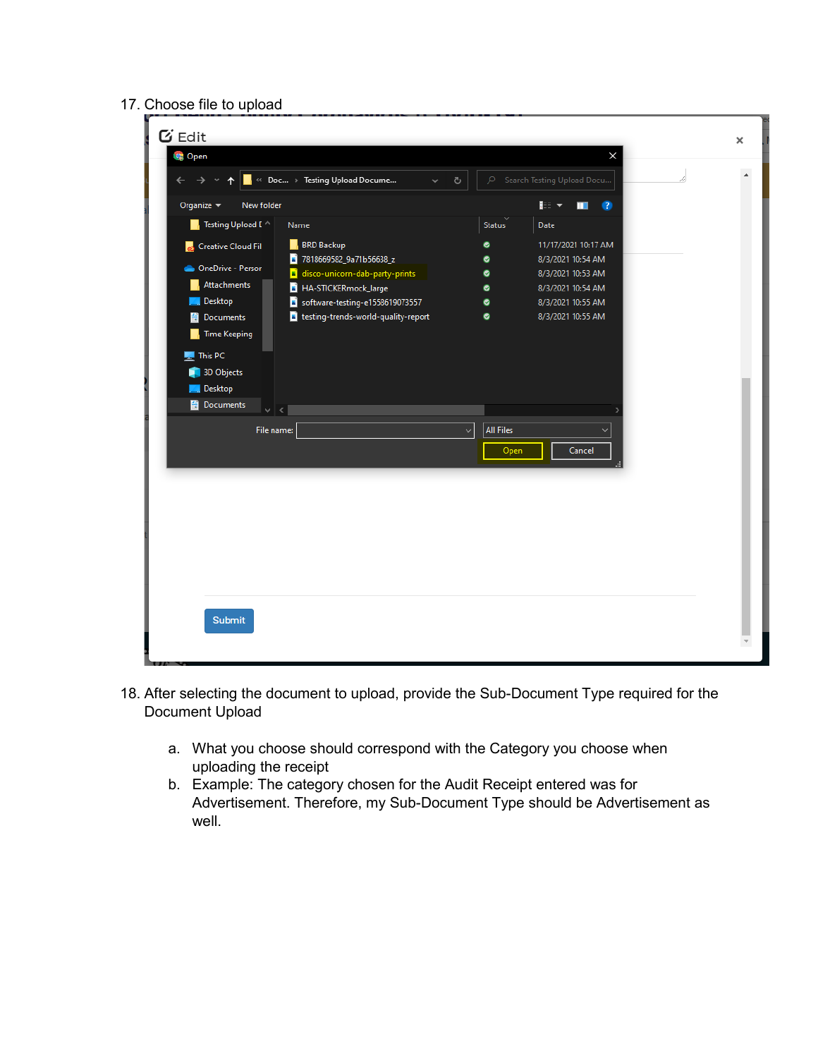17. Choose file to upload

18. After selecting the document to upload, provide the Sub-Document Type required for the Document Upload

    a. What you choose should correspond with the Category you choose when uploading the receipt
    b. Example: The category chosen for the Audit Receipt entered was for Advertisement. Therefore, my Sub-Document Type should be Advertisement as well.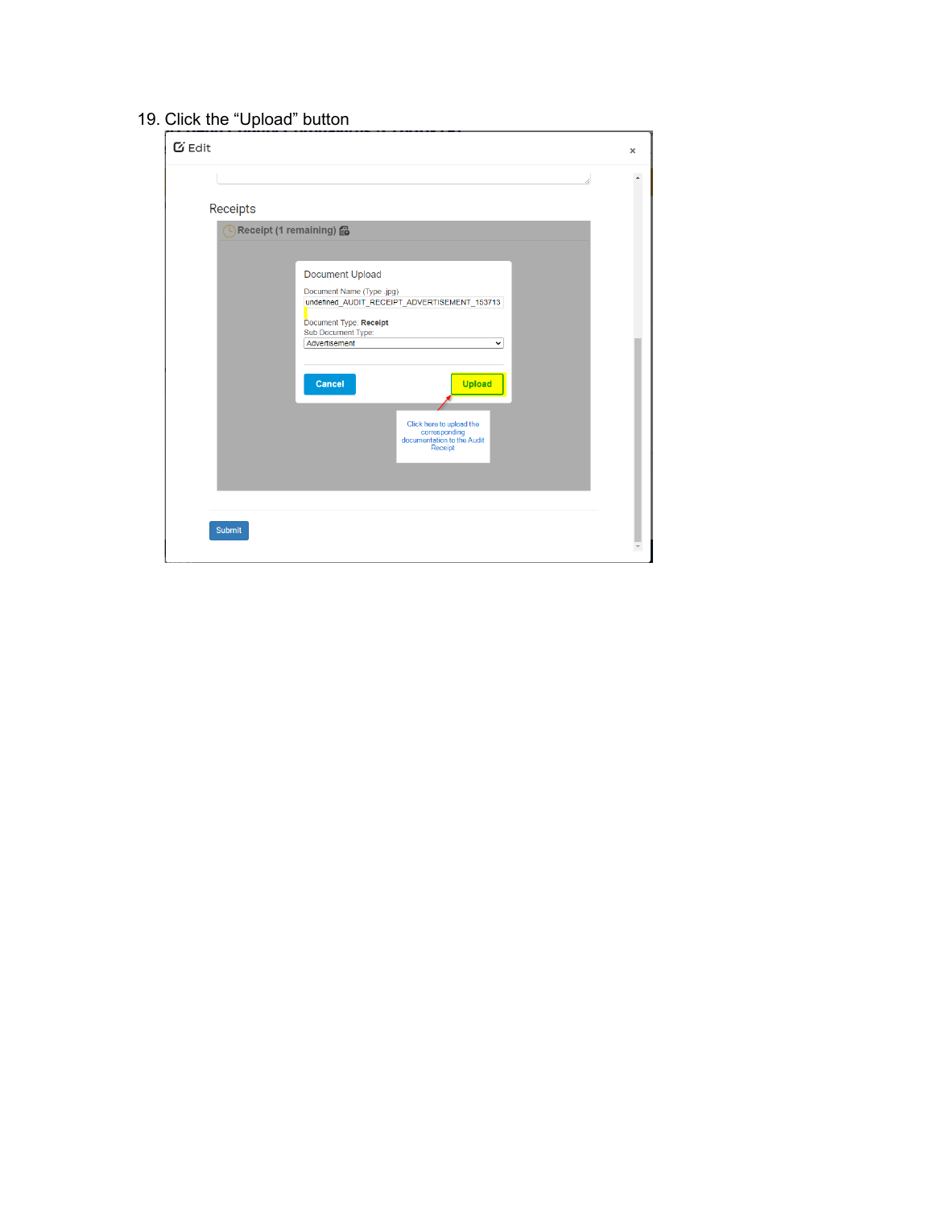19. Click the “Upload” button

Edit

Receipts

Receipt (1 remaining)

Document Upload

Document Name (Type .jpg)

undefined_AUDIT_RECEIPT_ADVERTISEMENT_153713

Document Type: **Receipt**

Sub Document Type:

Advertisement

Cancel

Upload

Click here to upload the corresponding documentation to the Audit Receipt

Submit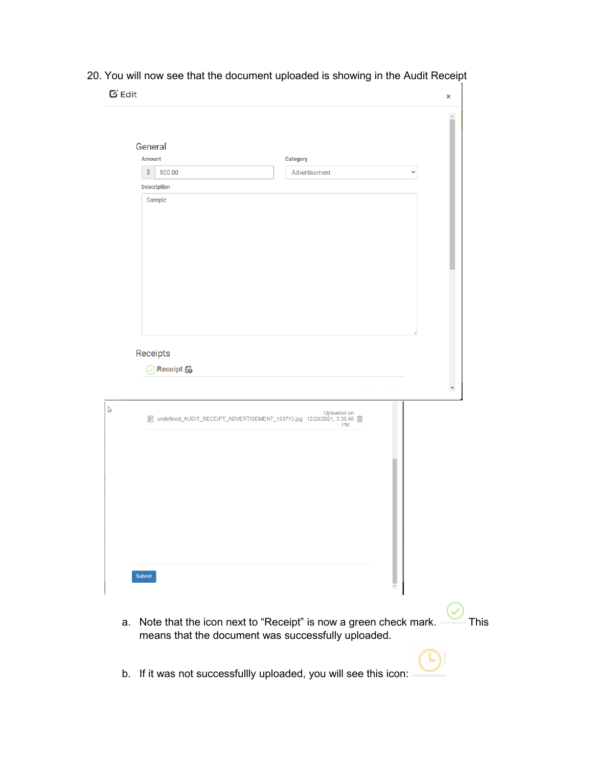20. You will now see that the document uploaded is showing in the Audit Receipt

Edit

General

Amount

$ 500.00

Category

Advertisement

Description

Sample

Receipts

Receipt

undefined_AUDIT_RECEIPT_ADVERTISEMENT_153713.jpg Uploaded on 12/28/2021, 3:38:49 PM

Submit

a. Note that the icon next to "Receipt" is now a green check mark. This means that the document was successfully uploaded.

b. If it was not successfullly uploaded, you will see this icon: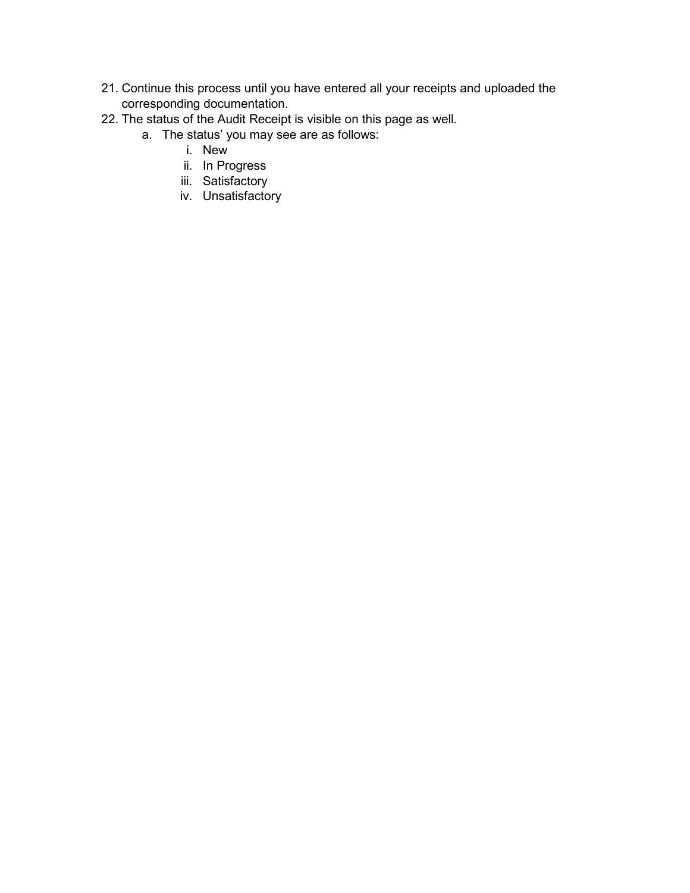21. Continue this process until you have entered all your receipts and uploaded the corresponding documentation.
22. The status of the Audit Receipt is visible on this page as well.
    a. The status' you may see are as follows:
        i. New
        ii. In Progress
        iii. Satisfactory
        iv. Unsatisfactory